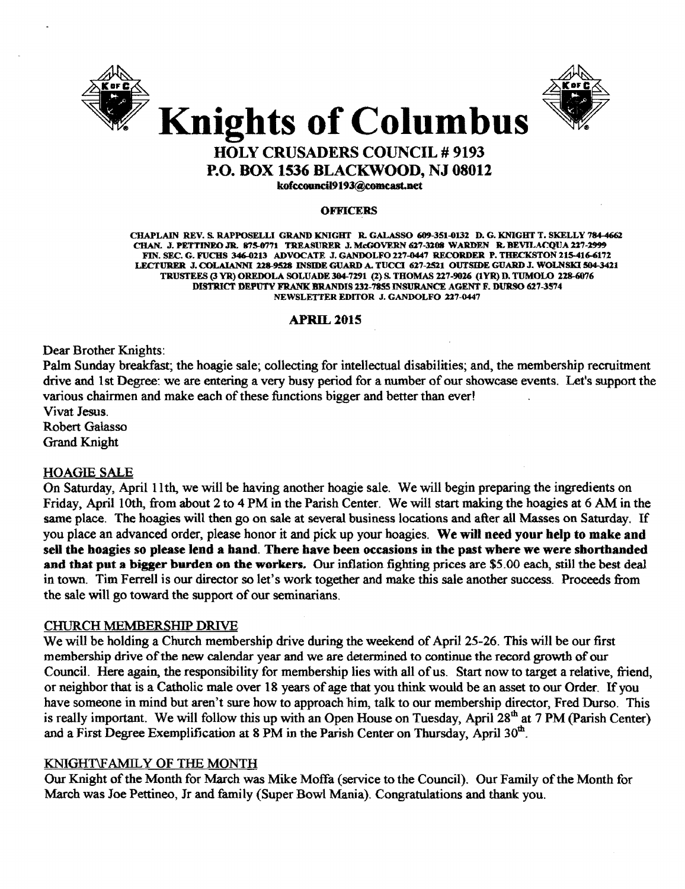# Knights of Columbus

## HOLY CRUSADERS COUNCIL # 9193
## P.O. BOX 1536 BLACKWOOD, NJ 08012

kofccouncil9193@comcast.net

**OFFICERS**

CHAPLAIN REV. S. RAPPOSELLI GRAND KNIGHT R. GALASSO 609-351-0132 D. G. KNIGHT T. SKELLY 784-4662
CHAN. J. PETTINEO JR. 875-0771 TREASURER J. McGOVERN 627-3208 WARDEN R. BEVILACQUA 227-2999
FIN. SEC. G. FUCHS 346-0213 ADVOCATE J. GANDOLFO 227-0447 RECORDER P. THECKSTON 215-416-6172
LECTURER J. COLAIANNI 228-9528 INSIDE GUARD A. TUCCI 627-2521 OUTSIDE GUARD J. WOLNSKI 504-3421
TRUSTEES (3 YR) OREDOLA SOLUADE 304-7291 (2) S. THOMAS 227-9026 (1YR) D. TUMOLO 228-6076
DISTRICT DEPUTY FRANK BRANDIS 232-7855 INSURANCE AGENT F. DURSO 627-3574
NEWSLETTER EDITOR J. GANDOLFO 227-0447

**APRIL 2015**

Dear Brother Knights:

Palm Sunday breakfast; the hoagie sale; collecting for intellectual disabilities; and, the membership recruitment drive and 1st Degree: we are entering a very busy period for a number of our showcase events. Let's support the various chairmen and make each of these functions bigger and better than ever!

Vivat Jesus.

Robert Galasso

Grand Knight

### HOAGIE SALE

On Saturday, April 11th, we will be having another hoagie sale. We will begin preparing the ingredients on Friday, April 10th, from about 2 to 4 PM in the Parish Center. We will start making the hoagies at 6 AM in the same place. The hoagies will then go on sale at several business locations and after all Masses on Saturday. If you place an advanced order, please honor it and pick up your hoagies. **We will need your help to make and sell the hoagies so please lend a hand. There have been occasions in the past where we were shorthanded and that put a bigger burden on the workers.** Our inflation fighting prices are $5.00 each, still the best deal in town. Tim Ferrell is our director so let's work together and make this sale another success. Proceeds from the sale will go toward the support of our seminarians.

### CHURCH MEMBERSHIP DRIVE

We will be holding a Church membership drive during the weekend of April 25-26. This will be our first membership drive of the new calendar year and we are determined to continue the record growth of our Council. Here again, the responsibility for membership lies with all of us. Start now to target a relative, friend, or neighbor that is a Catholic male over 18 years of age that you think would be an asset to our Order. If you have someone in mind but aren't sure how to approach him, talk to our membership director, Fred Durso. This is really important. We will follow this up with an Open House on Tuesday, April 28th at 7 PM (Parish Center) and a First Degree Exemplification at 8 PM in the Parish Center on Thursday, April 30th.

### KNIGHT\FAMILY OF THE MONTH

Our Knight of the Month for March was Mike Moffa (service to the Council). Our Family of the Month for March was Joe Pettineo, Jr and family (Super Bowl Mania). Congratulations and thank you.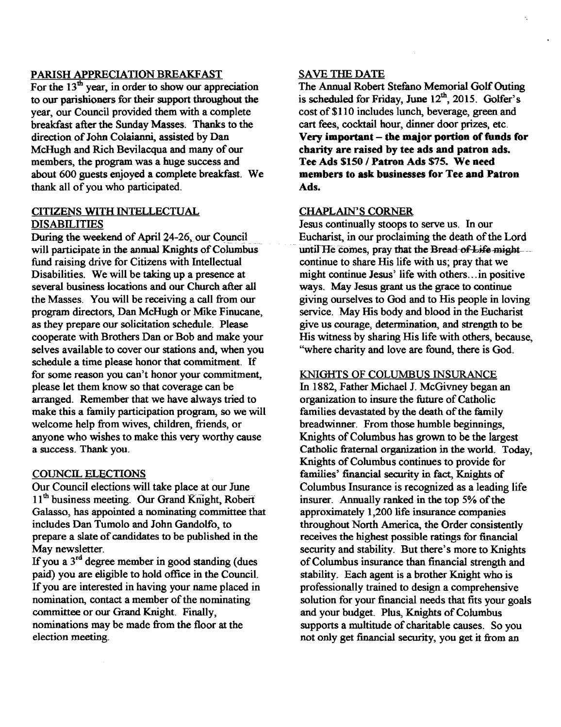## PARISH APPRECIATION BREAKFAST

For the 13th year, in order to show our appreciation to our parishioners for their support throughout the year, our Council provided them with a complete breakfast after the Sunday Masses. Thanks to the direction of John Colaianni, assisted by Dan McHugh and Rich Bevilacqua and many of our members, the program was a huge success and about 600 guests enjoyed a complete breakfast. We thank all of you who participated.

## CITIZENS WITH INTELLECTUAL DISABILITIES

During the weekend of April 24-26, our Council will participate in the annual Knights of Columbus fund raising drive for Citizens with Intellectual Disabilities. We will be taking up a presence at several business locations and our Church after all the Masses. You will be receiving a call from our program directors, Dan McHugh or Mike Finucane, as they prepare our solicitation schedule. Please cooperate with Brothers Dan or Bob and make your selves available to cover our stations and, when you schedule a time please honor that commitment. If for some reason you can't honor your commitment, please let them know so that coverage can be arranged. Remember that we have always tried to make this a family participation program, so we will welcome help from wives, children, friends, or anyone who wishes to make this very worthy cause a success. Thank you.

## COUNCIL ELECTIONS

Our Council elections will take place at our June 11th business meeting. Our Grand Knight, Robert Galasso, has appointed a nominating committee that includes Dan Tumolo and John Gandolfo, to prepare a slate of candidates to be published in the May newsletter.

If you a 3rd degree member in good standing (dues paid) you are eligible to hold office in the Council. If you are interested in having your name placed in nomination, contact a member of the nominating committee or our Grand Knight. Finally, nominations may be made from the floor at the election meeting.

## SAVE THE DATE

The Annual Robert Stefano Memorial Golf Outing is scheduled for Friday, June 12th, 2015. Golfer's cost of $110 includes lunch, beverage, green and cart fees, cocktail hour, dinner door prizes, etc. **Very important – the major portion of funds for charity are raised by tee ads and patron ads. Tee Ads $150 / Patron Ads $75. We need members to ask businesses for Tee and Patron Ads.**

## CHAPLAIN'S CORNER

Jesus continually stoops to serve us. In our Eucharist, in our proclaiming the death of the Lord until He comes, pray that the Bread of Life might continue to share His life with us; pray that we might continue Jesus' life with others…in positive ways. May Jesus grant us the grace to continue giving ourselves to God and to His people in loving service. May His body and blood in the Eucharist give us courage, determination, and strength to be His witness by sharing His life with others, because, "where charity and love are found, there is God.

## KNIGHTS OF COLUMBUS INSURANCE

In 1882, Father Michael J. McGivney began an organization to insure the future of Catholic families devastated by the death of the family breadwinner. From those humble beginnings, Knights of Columbus has grown to be the largest Catholic fraternal organization in the world. Today, Knights of Columbus continues to provide for families' financial security in fact, Knights of Columbus Insurance is recognized as a leading life insurer. Annually ranked in the top 5% of the approximately 1,200 life insurance companies throughout North America, the Order consistently receives the highest possible ratings for financial security and stability. But there's more to Knights of Columbus insurance than financial strength and stability. Each agent is a brother Knight who is professionally trained to design a comprehensive solution for your financial needs that fits your goals and your budget. Plus, Knights of Columbus supports a multitude of charitable causes. So you not only get financial security, you get it from an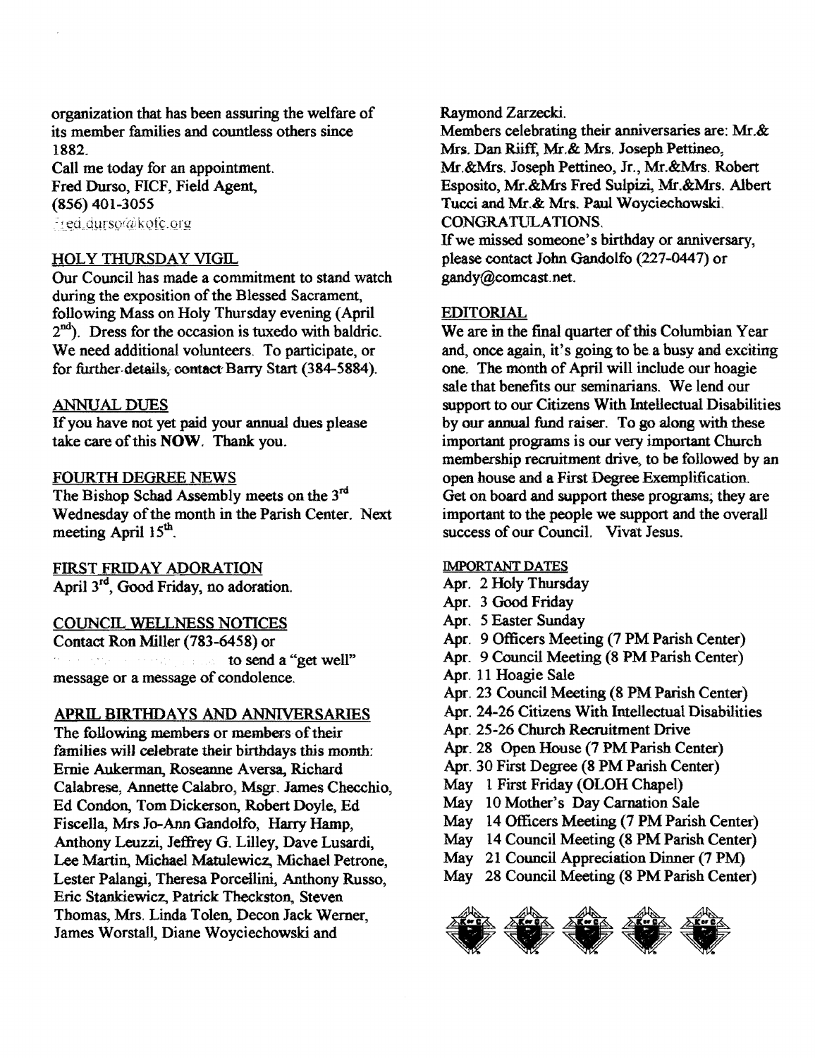organization that has been assuring the welfare of its member families and countless others since 1882.

Call me today for an appointment.
Fred Durso, FICF, Field Agent,
(856) 401-3055
fred.durso@kofc.org

## HOLY THURSDAY VIGIL

Our Council has made a commitment to stand watch during the exposition of the Blessed Sacrament, following Mass on Holy Thursday evening (April 2nd). Dress for the occasion is tuxedo with baldric. We need additional volunteers. To participate, or for further details, contact Barry Start (384-5884).

## ANNUAL DUES

If you have not yet paid your annual dues please take care of this **NOW**. Thank you.

## FOURTH DEGREE NEWS

The Bishop Schad Assembly meets on the 3rd Wednesday of the month in the Parish Center. Next meeting April 15th.

## FIRST FRIDAY ADORATION

April 3rd, Good Friday, no adoration.

## COUNCIL WELLNESS NOTICES

Contact Ron Miller (783-6458) or to send a "get well" message or a message of condolence.

## APRIL BIRTHDAYS AND ANNIVERSARIES

The following members or members of their families will celebrate their birthdays this month: Ernie Aukerman, Roseanne Aversa, Richard Calabrese, Annette Calabro, Msgr. James Checchio, Ed Condon, Tom Dickerson, Robert Doyle, Ed Fiscella, Mrs Jo-Ann Gandolfo, Harry Hamp, Anthony Leuzzi, Jeffrey G. Lilley, Dave Lusardi, Lee Martin, Michael Matulewicz, Michael Petrone, Lester Palangi, Theresa Porcellini, Anthony Russo, Eric Stankiewicz, Patrick Theckston, Steven Thomas, Mrs. Linda Tolen, Decon Jack Werner, James Worstall, Diane Woyciechowski and Raymond Zarzecki.

Members celebrating their anniversaries are: Mr.& Mrs. Dan Riiff, Mr.& Mrs. Joseph Pettineo, Mr.&Mrs. Joseph Pettineo, Jr., Mr.&Mrs. Robert Esposito, Mr.&Mrs Fred Sulpizi, Mr.&Mrs. Albert Tucci and Mr.& Mrs. Paul Woyciechowski.

CONGRATULATIONS.

If we missed someone's birthday or anniversary, please contact John Gandolfo (227-0447) or gandy@comcast.net.

## EDITORIAL

We are in the final quarter of this Columbian Year and, once again, it's going to be a busy and exciting one. The month of April will include our hoagie sale that benefits our seminarians. We lend our support to our Citizens With Intellectual Disabilities by our annual fund raiser. To go along with these important programs is our very important Church membership recruitment drive, to be followed by an open house and a First Degree Exemplification. Get on board and support these programs; they are important to the people we support and the overall success of our Council. Vivat Jesus.

## IMPORTANT DATES

- Apr. 2 Holy Thursday
- Apr. 3 Good Friday
- Apr. 5 Easter Sunday
- Apr. 9 Officers Meeting (7 PM Parish Center)
- Apr. 9 Council Meeting (8 PM Parish Center)
- Apr. 11 Hoagie Sale
- Apr. 23 Council Meeting (8 PM Parish Center)
- Apr. 24-26 Citizens With Intellectual Disabilities
- Apr. 25-26 Church Recruitment Drive
- Apr. 28 Open House (7 PM Parish Center)
- Apr. 30 First Degree (8 PM Parish Center)
- May 1 First Friday (OLOH Chapel)
- May 10 Mother's Day Carnation Sale
- May 14 Officers Meeting (7 PM Parish Center)
- May 14 Council Meeting (8 PM Parish Center)
- May 21 Council Appreciation Dinner (7 PM)
- May 28 Council Meeting (8 PM Parish Center)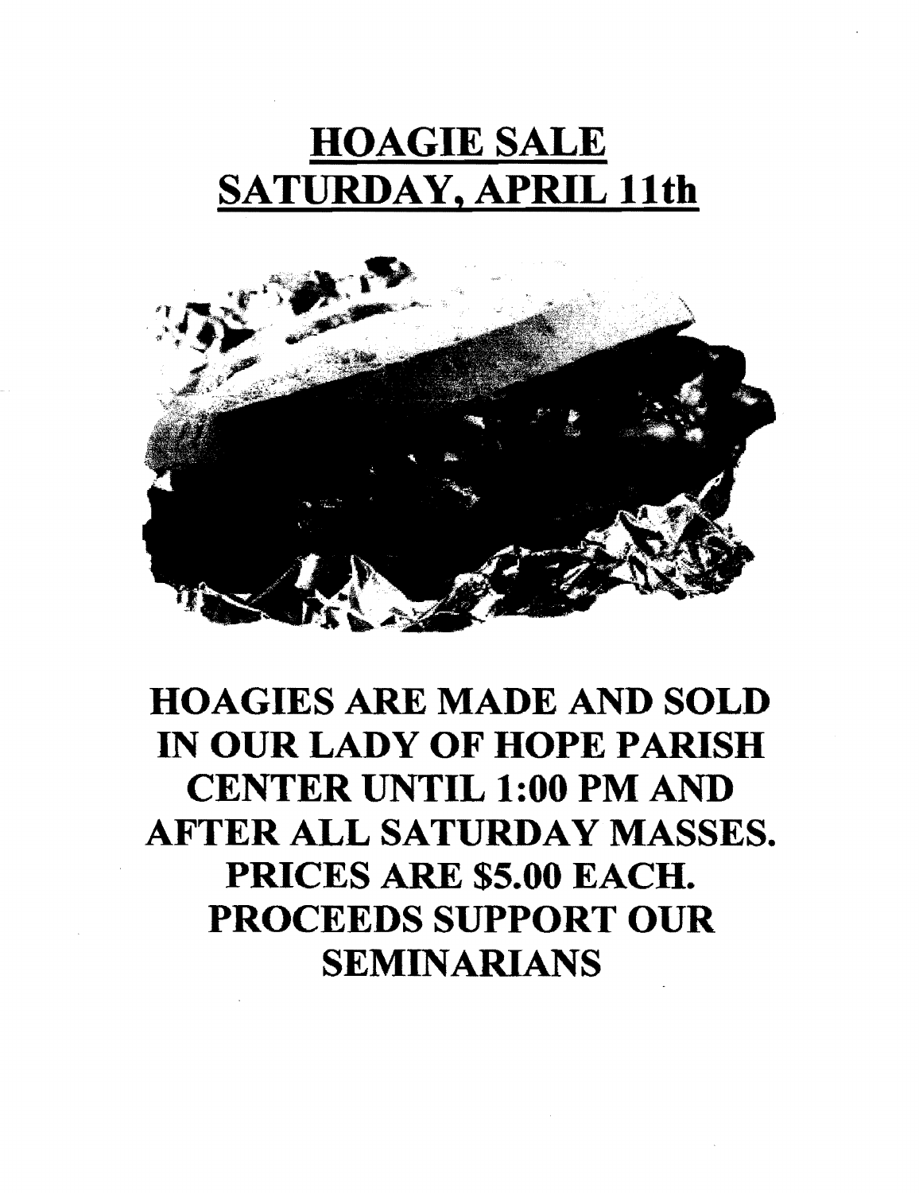# HOAGIE SALE
# SATURDAY, APRIL 11th

**HOAGIES ARE MADE AND SOLD IN OUR LADY OF HOPE PARISH CENTER UNTIL 1:00 PM AND AFTER ALL SATURDAY MASSES. PRICES ARE $5.00 EACH. PROCEEDS SUPPORT OUR SEMINARIANS**